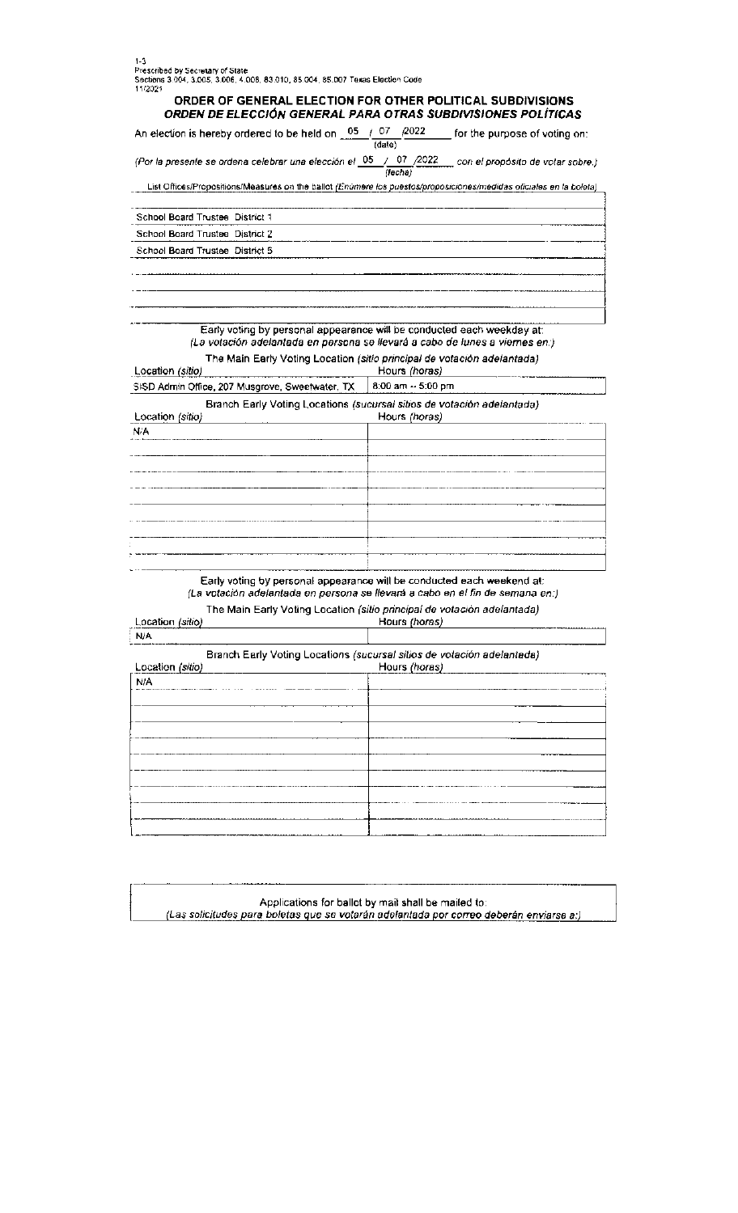1-3
Prescribed by Secretary of State
Sections 3.004, 3.005, 3.006, 4.008, 83.010, 85.004, 85.007 Texas Election Code
11/2021

## ORDER OF GENERAL ELECTION FOR OTHER POLITICAL SUBDIVISIONS
## *ORDEN DE ELECCIÓN GENERAL PARA OTRAS SUBDIVISIONES POLÍTICAS*

An election is hereby ordered to be held on 05 / 07 /2022 (date) for the purpose of voting on:

*(Por la presente se ordena celebrar una elección el* 05 / 07 /2022 *(fecha) con el propósito de votar sobre.)*

List Offices/Propositions/Measures on the ballot *(Enumere los puestos/proposiciones/medidas oficiales en la boleta)*

School Board Trustee District 1

School Board Trustee District 2

School Board Trustee District 5

Early voting by personal appearance will be conducted each weekday at:
*(La votación adelantada en persona se llevará a cabo de lunes a viernes en:)*

The Main Early Voting Location *(sitio principal de votación adelantada)*

| Location *(sitio)* | Hours *(horas)* |
|---|---|
| SISD Admin Office, 207 Musgrove, Sweetwater, TX | 8:00 am -- 5:00 pm |

Branch Early Voting Locations *(sucursal sitios de votación adelantada)*

| Location *(sitio)* | Hours *(horas)* |
|---|---|
| N/A | |

Early voting by personal appearance will be conducted each weekend at:
*(La votación adelantada en persona se llevará a cabo en el fin de semana en:)*

The Main Early Voting Location *(sitio principal de votación adelantada)*

| Location *(sitio)* | Hours *(horas)* |
|---|---|
| N/A | |

Branch Early Voting Locations *(sucursal sitios de votación adelantada)*

| Location *(sitio)* | Hours *(horas)* |
|---|---|
| N/A | |

Applications for ballot by mail shall be mailed to:
*(Las solicitudes para boletas que se votarán adelantada por correo deberán enviarse a:)*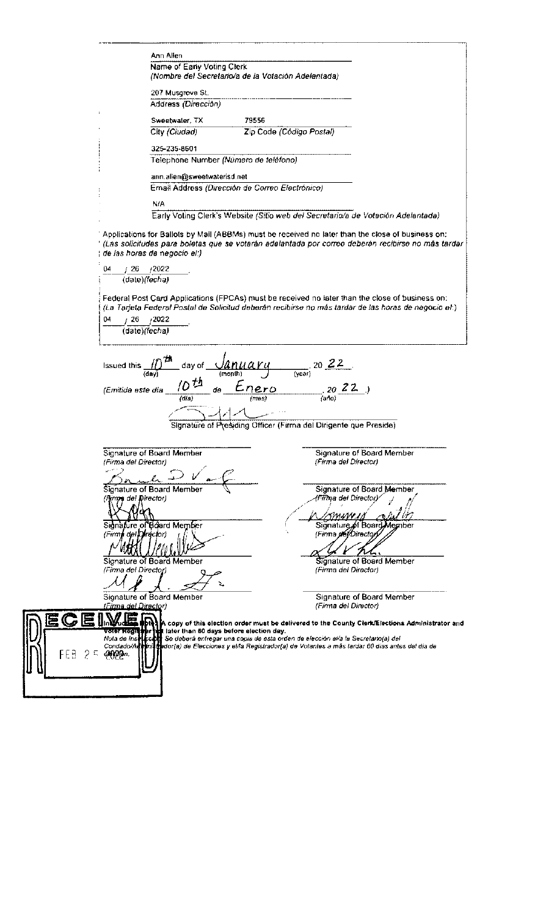Ann Allen

Name of Early Voting Clerk
*(Nombre del Secretario/a de la Votación Adelantada)*

207 Musgrove St.

Address *(Dirección)*

| | |
|---|---|
| Sweetwater, TX | 79556 |
| City *(Ciudad)* | Zip Code *(Código Postal)* |

325-235-8601

Telephone Number *(Número de teléfono)*

ann.allen@sweetwaterisd.net

Email Address *(Dirección de Correo Electrónico)*

N/A

Early Voting Clerk's Website *(Sitio web del Secretario/a de Votación Adelantada)*

Applications for Ballots by Mail (ABBMs) must be received no later than the close of business on:
*(Las solicitudes para boletas que se votarán adelantada por correo deberán recibirse no más tardar de las horas de negocio el:)*

04 / 26 /2022
(date)*(fecha)*

Federal Post Card Applications (FPCAs) must be received no later than the close of business on:
*(La Tarjeta Federal Postal de Solicitud deberán recibirse no más tardar de las horas de negocio el:)*

04 / 26 /2022
(date)*(fecha)*

Issued this 10th day of January, 20 22.
(day) (month) (year)

*(Emitida este día* 10th *de* Enero*, 20* 22 *)*
*(día) (mes) (año)*

Signature of Presiding Officer (Firma del Dirigente que Preside)

Signature of Board Member
*(Firma del Director)*

Signature of Board Member
*(Firma del Director)*

Signature of Board Member
*(Firma del Director)*

Signature of Board Member
*(Firma del Director)*

Signature of Board Member
*(Firma del Director)*

Signature of Board Member
*(Firma del Director)*

Signature of Board Member
*(Firma del Director)*

Signature of Board Member
*(Firma del Director)*

RECEIVED
FEB 25 2022

**Instruction Note: A copy of this election order must be delivered to the County Clerk/Elections Administrator and Voter Registrar not later than 60 days before election day.**
*Nota de Instrucción: Se deberá entregar una copia de esta orden de elección al/a la Secretario(a) del Condado/Administrador(a) de Elecciones y el/la Registrador(a) de Votantes a más tardar 60 días antes del día de elección.*